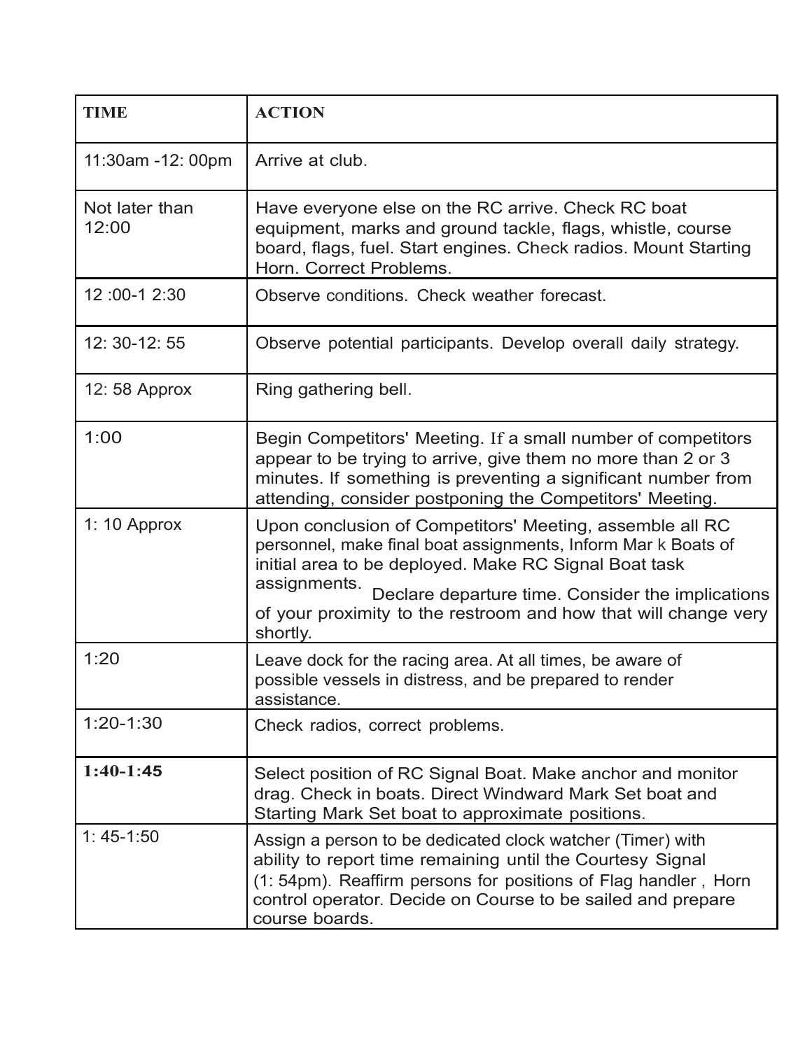| TIME | ACTION |
|---|---|
| 11:30am -12: 00pm | Arrive at club. |
| Not later than 12:00 | Have everyone else on the RC arrive. Check RC boat equipment, marks and ground tackle, flags, whistle, course board, flags, fuel. Start engines. Check radios. Mount Starting Horn. Correct Problems. |
| 12 :00-1 2:30 | Observe conditions. Check weather forecast. |
| 12: 30-12: 55 | Observe potential participants. Develop overall daily strategy. |
| 12: 58 Approx | Ring gathering bell. |
| 1:00 | Begin Competitors' Meeting. If a small number of competitors appear to be trying to arrive, give them no more than 2 or 3 minutes. If something is preventing a significant number from attending, consider postponing the Competitors' Meeting. |
| 1: 10 Approx | Upon conclusion of Competitors' Meeting, assemble all RC personnel, make final boat assignments, Inform Mar k Boats of initial area to be deployed. Make RC Signal Boat task assignments. Declare departure time. Consider the implications of your proximity to the restroom and how that will change very shortly. |
| 1:20 | Leave dock for the racing area. At all times, be aware of possible vessels in distress, and be prepared to render assistance. |
| 1:20-1:30 | Check radios, correct problems. |
| **1:40-1:45** | Select position of RC Signal Boat. Make anchor and monitor drag. Check in boats. Direct Windward Mark Set boat and Starting Mark Set boat to approximate positions. |
| 1: 45-1:50 | Assign a person to be dedicated clock watcher (Timer) with ability to report time remaining until the Courtesy Signal (1: 54pm). Reaffirm persons for positions of Flag handler , Horn control operator. Decide on Course to be sailed and prepare course boards. |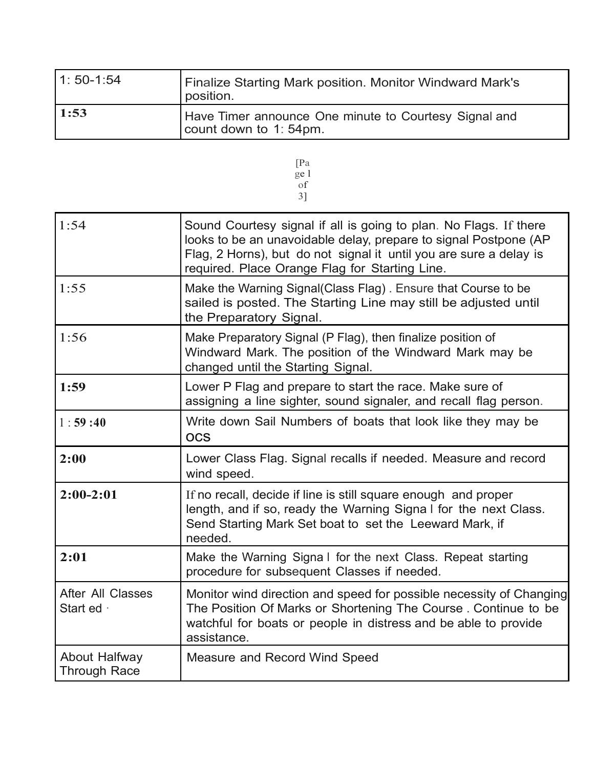| | |
|---|---|
| 1: 50-1:54 | Finalize Starting Mark position. Monitor Windward Mark's position. |
| **1:53** | Have Timer announce One minute to Courtesy Signal and count down to 1: 54pm. |

| | |
|---|---|
| 1:54 | Sound Courtesy signal if all is going to plan. No Flags. If there looks to be an unavoidable delay, prepare to signal Postpone (AP Flag, 2 Horns), but do not signal it until you are sure a delay is required. Place Orange Flag for Starting Line. |
| 1:55 | Make the Warning Signal(Class Flag) . Ensure that Course to be sailed is posted. The Starting Line may still be adjusted until the Preparatory Signal. |
| 1:56 | Make Preparatory Signal (P Flag), then finalize position of Windward Mark. The position of the Windward Mark may be changed until the Starting Signal. |
| **1:59** | Lower P Flag and prepare to start the race. Make sure of assigning a line sighter, sound signaler, and recall flag person. |
| 1 : **59 :40** | Write down Sail Numbers of boats that look like they may be **OCS** |
| **2:00** | Lower Class Flag. Signal recalls if needed. Measure and record wind speed. |
| **2:00-2:01** | If no recall, decide if line is still square enough and proper length, and if so, ready the Warning Signa l for the next Class. Send Starting Mark Set boat to set the Leeward Mark, if needed. |
| **2:01** | Make the Warning Signa l for the next Class. Repeat starting procedure for subsequent Classes if needed. |
| After All Classes Start ed · | Monitor wind direction and speed for possible necessity of Changing The Position Of Marks or Shortening The Course . Continue to be watchful for boats or people in distress and be able to provide assistance. |
| About Halfway Through Race | Measure and Record Wind Speed |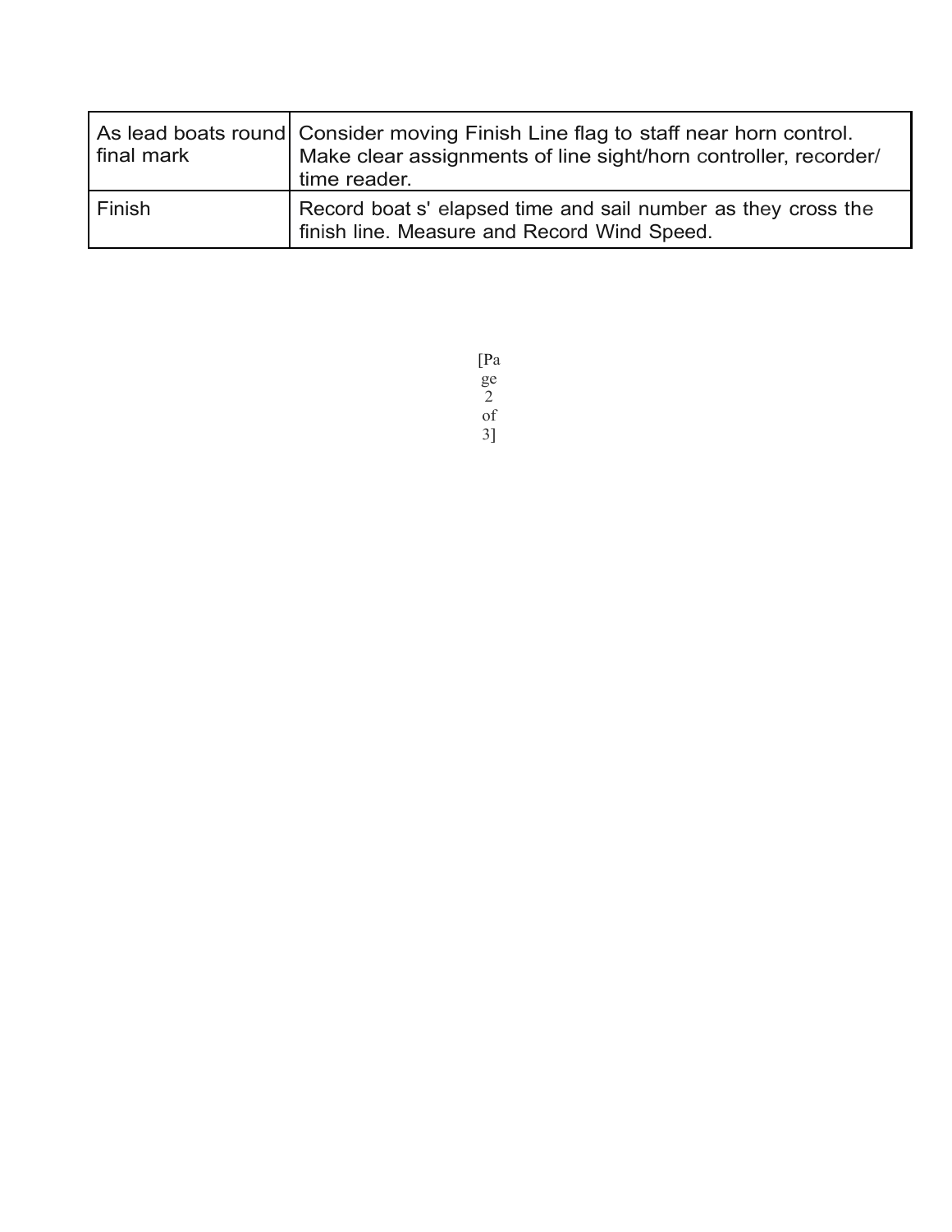| | |
|---|---|
| As lead boats round final mark | Consider moving Finish Line flag to staff near horn control. Make clear assignments of line sight/horn controller, recorder/ time reader. |
| Finish | Record boat s' elapsed time and sail number as they cross the finish line. Measure and Record Wind Speed. |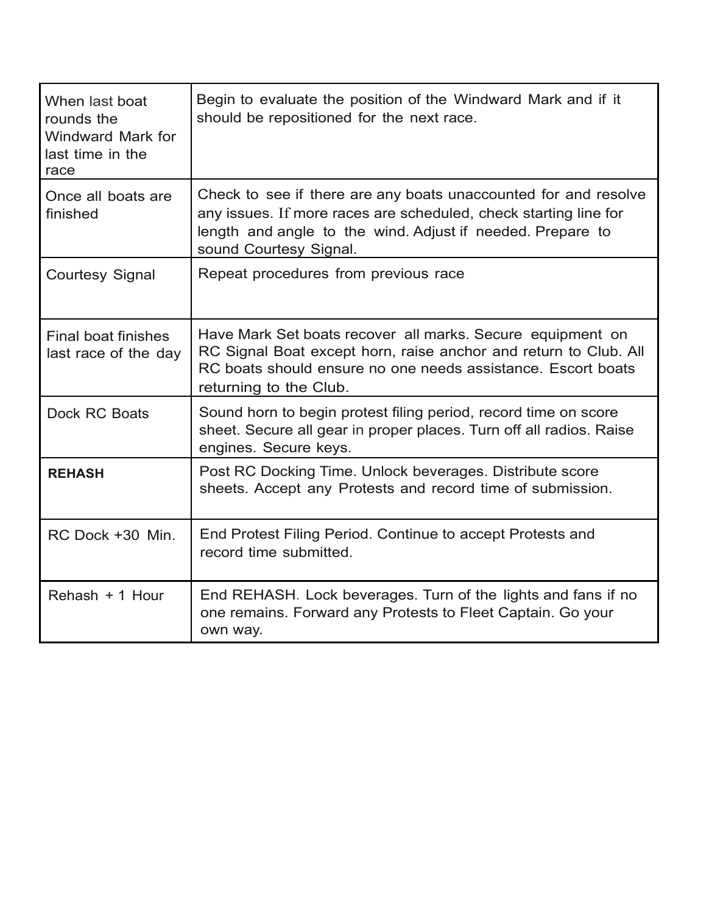| | |
|---|---|
| When last boat rounds the Windward Mark for last time in the race | Begin to evaluate the position of the Windward Mark and if it should be repositioned for the next race. |
| Once all boats are finished | Check to see if there are any boats unaccounted for and resolve any issues. If more races are scheduled, check starting line for length and angle to the wind. Adjust if needed. Prepare to sound Courtesy Signal. |
| Courtesy Signal | Repeat procedures from previous race |
| Final boat finishes last race of the day | Have Mark Set boats recover all marks. Secure equipment on RC Signal Boat except horn, raise anchor and return to Club. All RC boats should ensure no one needs assistance. Escort boats returning to the Club. |
| Dock RC Boats | Sound horn to begin protest filing period, record time on score sheet. Secure all gear in proper places. Turn off all radios. Raise engines. Secure keys. |
| **REHASH** | Post RC Docking Time. Unlock beverages. Distribute score sheets. Accept any Protests and record time of submission. |
| RC Dock +30 Min. | End Protest Filing Period. Continue to accept Protests and record time submitted. |
| Rehash + 1 Hour | End REHASH. Lock beverages. Turn of the lights and fans if no one remains. Forward any Protests to Fleet Captain. Go your own way. |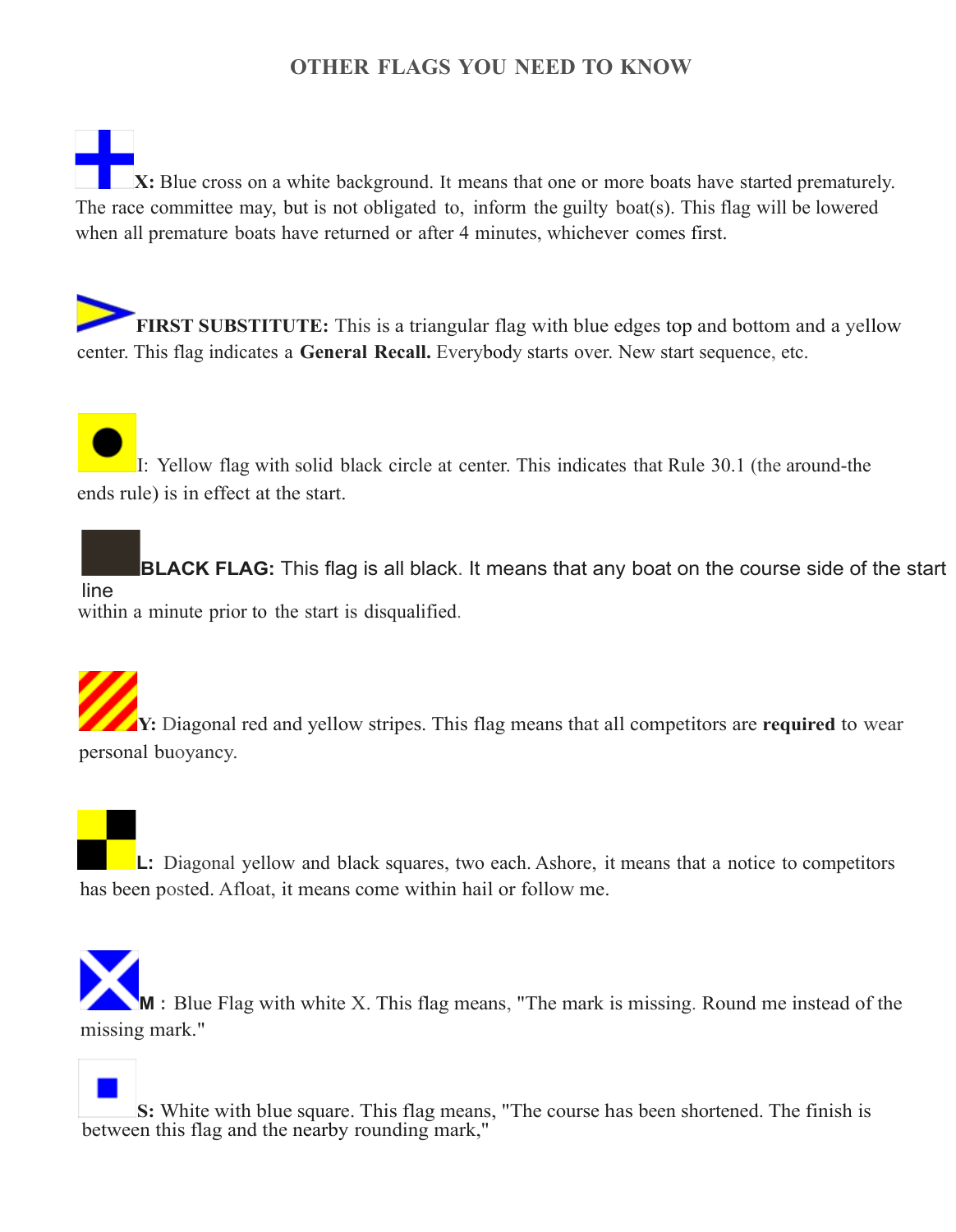## OTHER FLAGS YOU NEED TO KNOW

**X:** Blue cross on a white background. It means that one or more boats have started prematurely. The race committee may, but is not obligated to, inform the guilty boat(s). This flag will be lowered when all premature boats have returned or after 4 minutes, whichever comes first.

**FIRST SUBSTITUTE:** This is a triangular flag with blue edges top and bottom and a yellow center. This flag indicates a **General Recall.** Everybody starts over. New start sequence, etc.

I: Yellow flag with solid black circle at center. This indicates that Rule 30.1 (the around-the ends rule) is in effect at the start.

**BLACK FLAG:** This flag is all black. It means that any boat on the course side of the start line within a minute prior to the start is disqualified.

**Y:** Diagonal red and yellow stripes. This flag means that all competitors are **required** to wear personal buoyancy.

**L:** Diagonal yellow and black squares, two each. Ashore, it means that a notice to competitors has been posted. Afloat, it means come within hail or follow me.

**M**: Blue Flag with white X. This flag means, "The mark is missing. Round me instead of the missing mark."

**S:** White with blue square. This flag means, "The course has been shortened. The finish is between this flag and the nearby rounding mark,"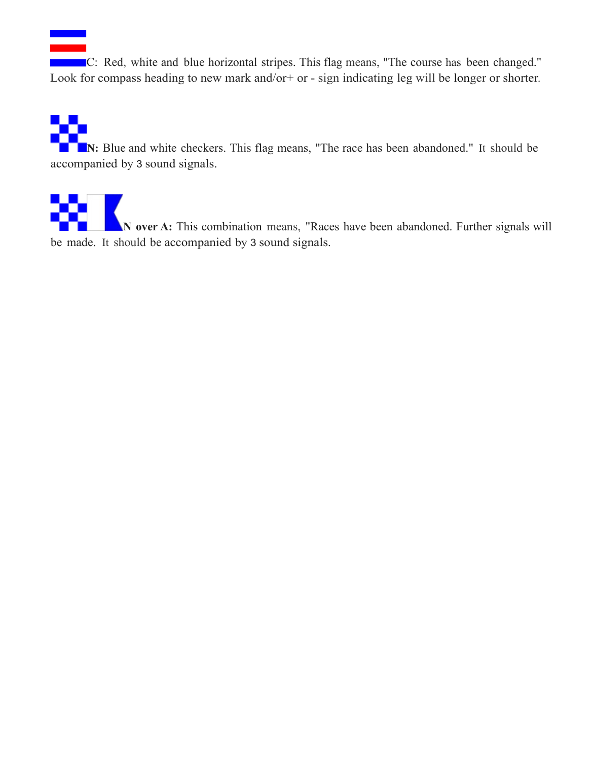C: Red, white and blue horizontal stripes. This flag means, "The course has been changed." Look for compass heading to new mark and/or+ or - sign indicating leg will be longer or shorter.

**N:** Blue and white checkers. This flag means, "The race has been abandoned." It should be accompanied by 3 sound signals.

**N over A:** This combination means, "Races have been abandoned. Further signals will be made. It should be accompanied by 3 sound signals.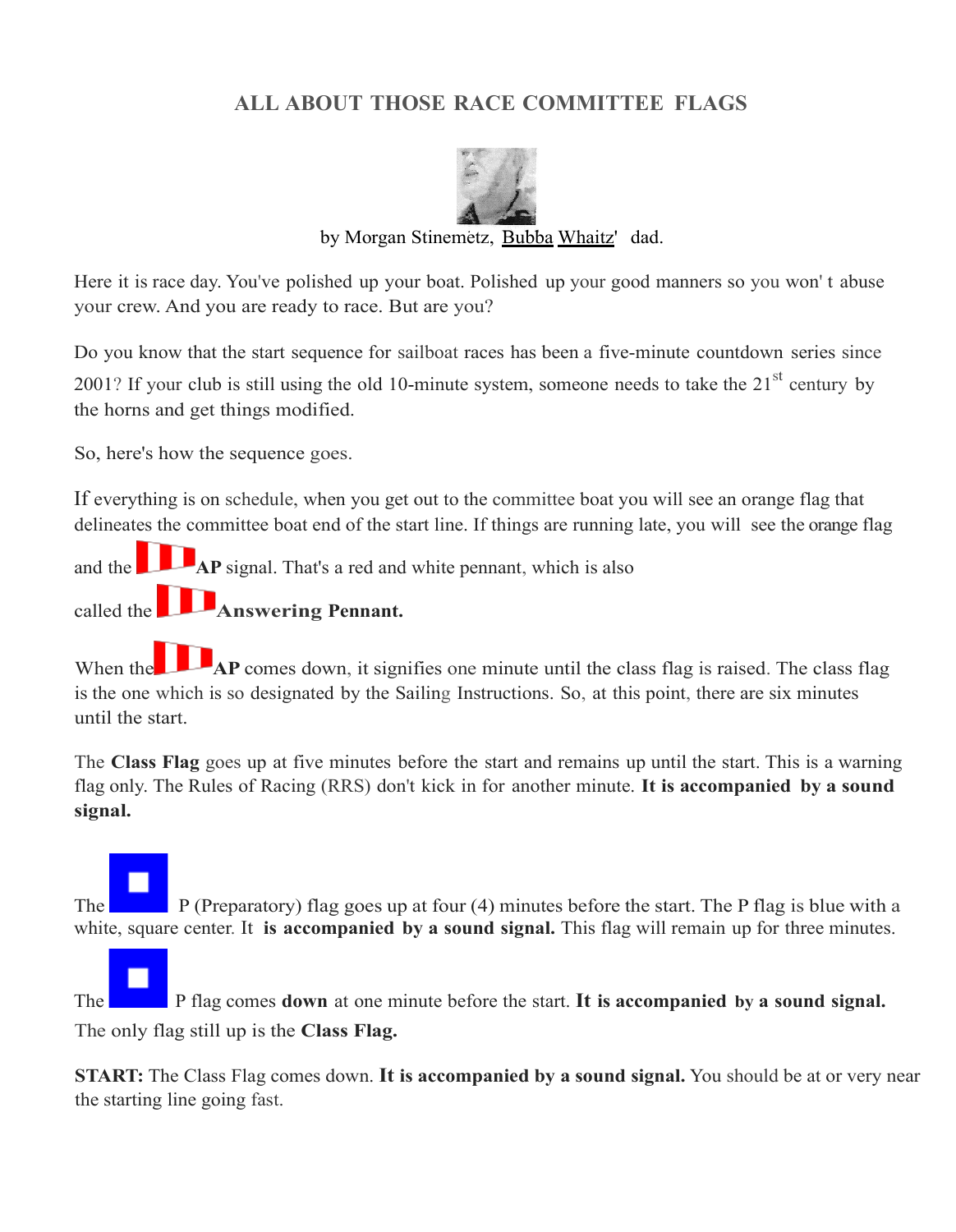# ALL ABOUT THOSE RACE COMMITTEE FLAGS

by Morgan Stinemetz, Bubba Whaitz' dad.

Here it is race day. You've polished up your boat. Polished up your good manners so you won't abuse your crew. And you are ready to race. But are you?

Do you know that the start sequence for sailboat races has been a five-minute countdown series since 2001? If your club is still using the old 10-minute system, someone needs to take the 21st century by the horns and get things modified.

So, here's how the sequence goes.

If everything is on schedule, when you get out to the committee boat you will see an orange flag that delineates the committee boat end of the start line. If things are running late, you will see the orange flag and the **AP** signal. That's a red and white pennant, which is also called the **Answering Pennant.**

When the **AP** comes down, it signifies one minute until the class flag is raised. The class flag is the one which is so designated by the Sailing Instructions. So, at this point, there are six minutes until the start.

The **Class Flag** goes up at five minutes before the start and remains up until the start. This is a warning flag only. The Rules of Racing (RRS) don't kick in for another minute. **It is accompanied by a sound signal.**

The P (Preparatory) flag goes up at four (4) minutes before the start. The P flag is blue with a white, square center. It **is accompanied by a sound signal.** This flag will remain up for three minutes.

The P flag comes **down** at one minute before the start. **It is accompanied by a sound signal.** The only flag still up is the **Class Flag.**

**START:** The Class Flag comes down. **It is accompanied by a sound signal.** You should be at or very near the starting line going fast.